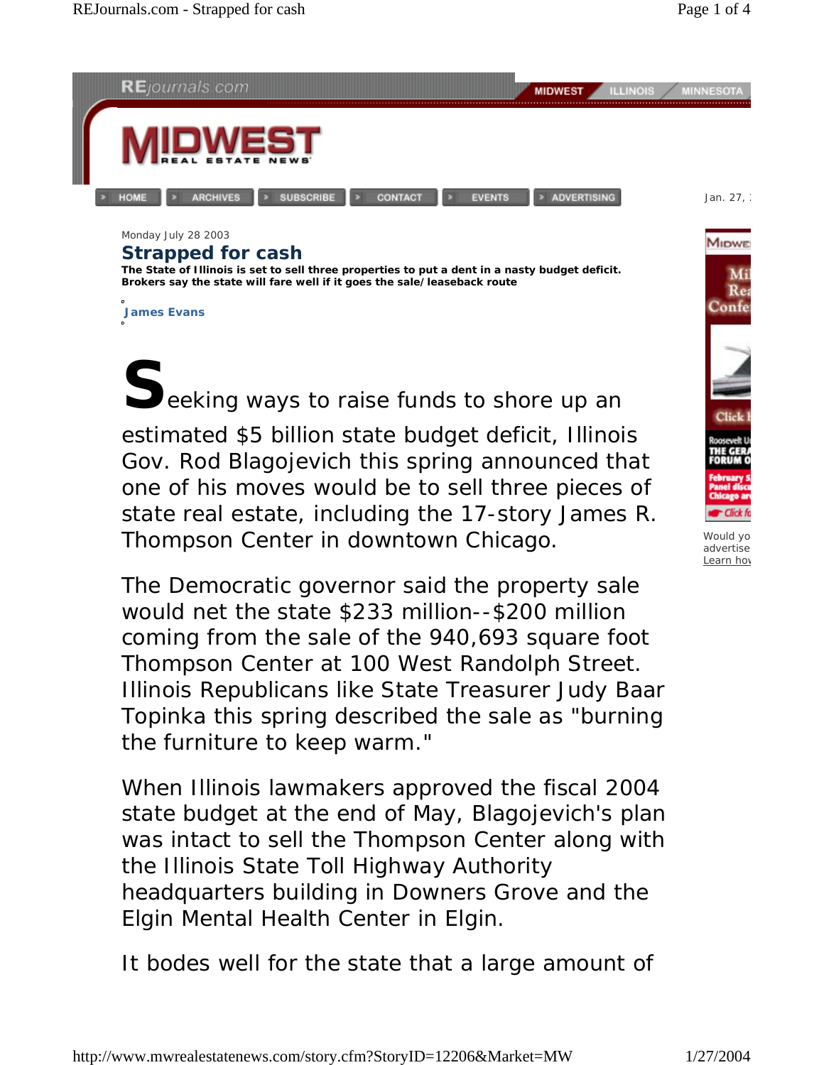Monday July 28 2003

# Strapped for cash

**The State of Illinois is set to sell three properties to put a dent in a nasty budget deficit. Brokers say the state will fare well if it goes the sale/leaseback route**

James Evans

Seeking ways to raise funds to shore up an estimated $5 billion state budget deficit, Illinois Gov. Rod Blagojevich this spring announced that one of his moves would be to sell three pieces of state real estate, including the 17-story James R. Thompson Center in downtown Chicago.

The Democratic governor said the property sale would net the state $233 million--$200 million coming from the sale of the 940,693 square foot Thompson Center at 100 West Randolph Street. Illinois Republicans like State Treasurer Judy Baar Topinka this spring described the sale as "burning the furniture to keep warm."

When Illinois lawmakers approved the fiscal 2004 state budget at the end of May, Blagojevich's plan was intact to sell the Thompson Center along with the Illinois State Toll Highway Authority headquarters building in Downers Grove and the Elgin Mental Health Center in Elgin.

It bodes well for the state that a large amount of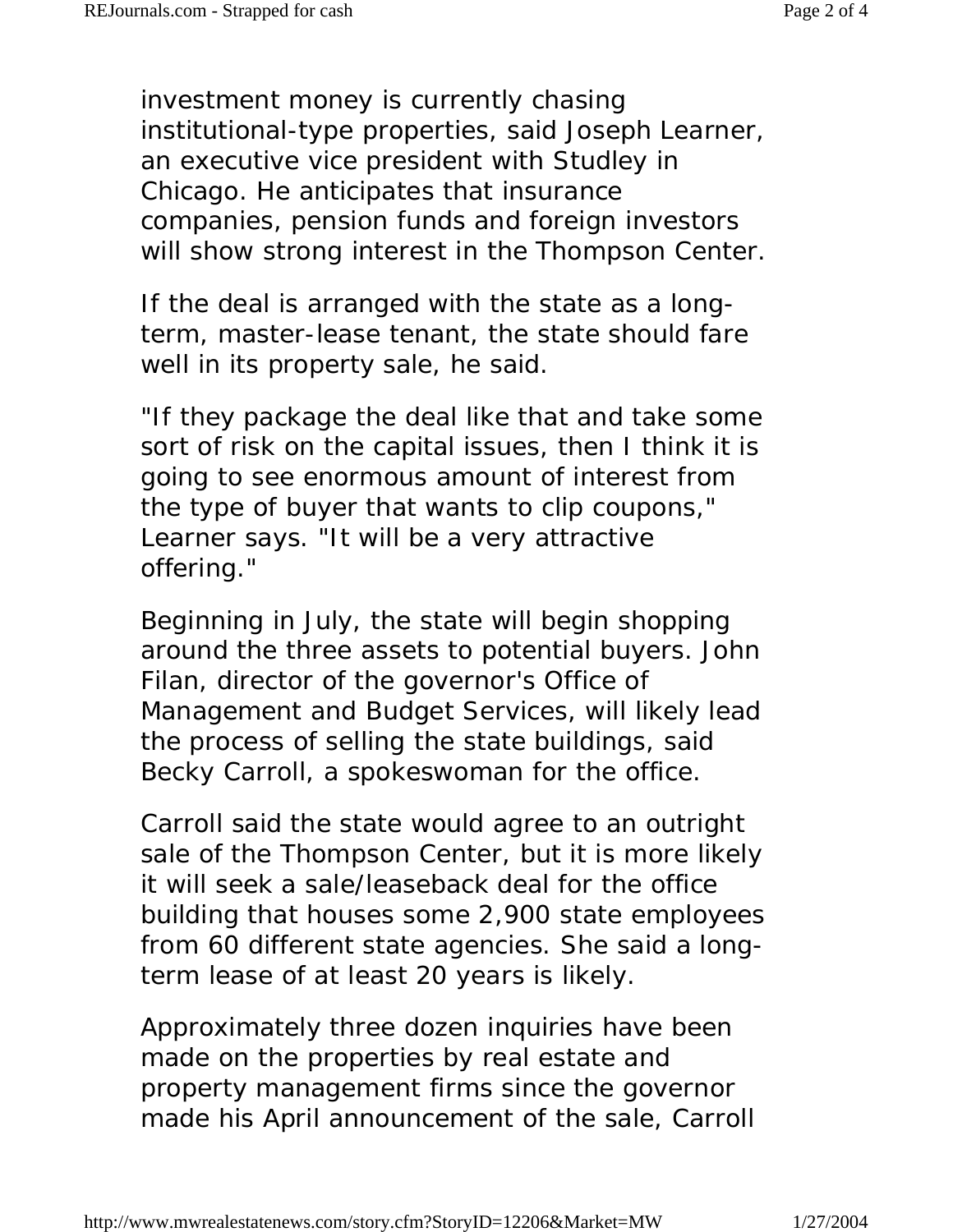investment money is currently chasing institutional-type properties, said Joseph Learner, an executive vice president with Studley in Chicago. He anticipates that insurance companies, pension funds and foreign investors will show strong interest in the Thompson Center.

If the deal is arranged with the state as a long-term, master-lease tenant, the state should fare well in its property sale, he said.

"If they package the deal like that and take some sort of risk on the capital issues, then I think it is going to see enormous amount of interest from the type of buyer that wants to clip coupons," Learner says. "It will be a very attractive offering."

Beginning in July, the state will begin shopping around the three assets to potential buyers. John Filan, director of the governor's Office of Management and Budget Services, will likely lead the process of selling the state buildings, said Becky Carroll, a spokeswoman for the office.

Carroll said the state would agree to an outright sale of the Thompson Center, but it is more likely it will seek a sale/leaseback deal for the office building that houses some 2,900 state employees from 60 different state agencies. She said a long-term lease of at least 20 years is likely.

Approximately three dozen inquiries have been made on the properties by real estate and property management firms since the governor made his April announcement of the sale, Carroll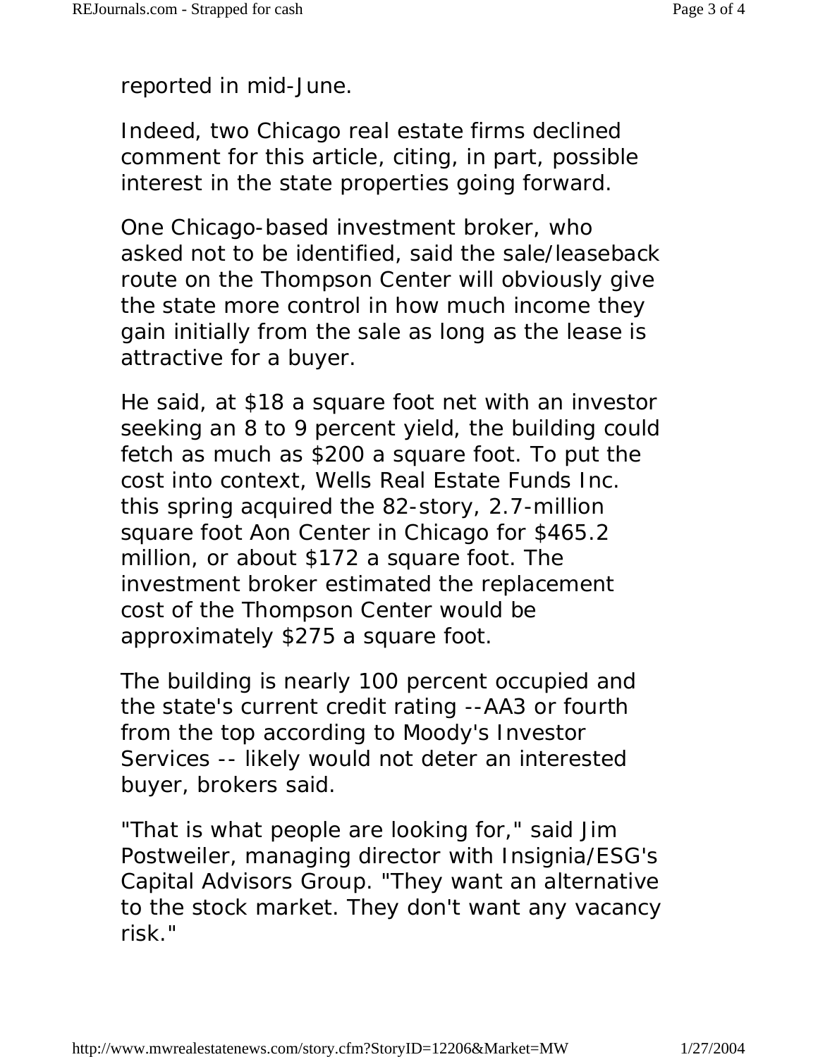reported in mid-June.

Indeed, two Chicago real estate firms declined comment for this article, citing, in part, possible interest in the state properties going forward.

One Chicago-based investment broker, who asked not to be identified, said the sale/leaseback route on the Thompson Center will obviously give the state more control in how much income they gain initially from the sale as long as the lease is attractive for a buyer.

He said, at $18 a square foot net with an investor seeking an 8 to 9 percent yield, the building could fetch as much as $200 a square foot. To put the cost into context, Wells Real Estate Funds Inc. this spring acquired the 82-story, 2.7-million square foot Aon Center in Chicago for $465.2 million, or about $172 a square foot. The investment broker estimated the replacement cost of the Thompson Center would be approximately $275 a square foot.

The building is nearly 100 percent occupied and the state's current credit rating --AA3 or fourth from the top according to Moody's Investor Services -- likely would not deter an interested buyer, brokers said.

"That is what people are looking for," said Jim Postweiler, managing director with Insignia/ESG's Capital Advisors Group. "They want an alternative to the stock market. They don't want any vacancy risk."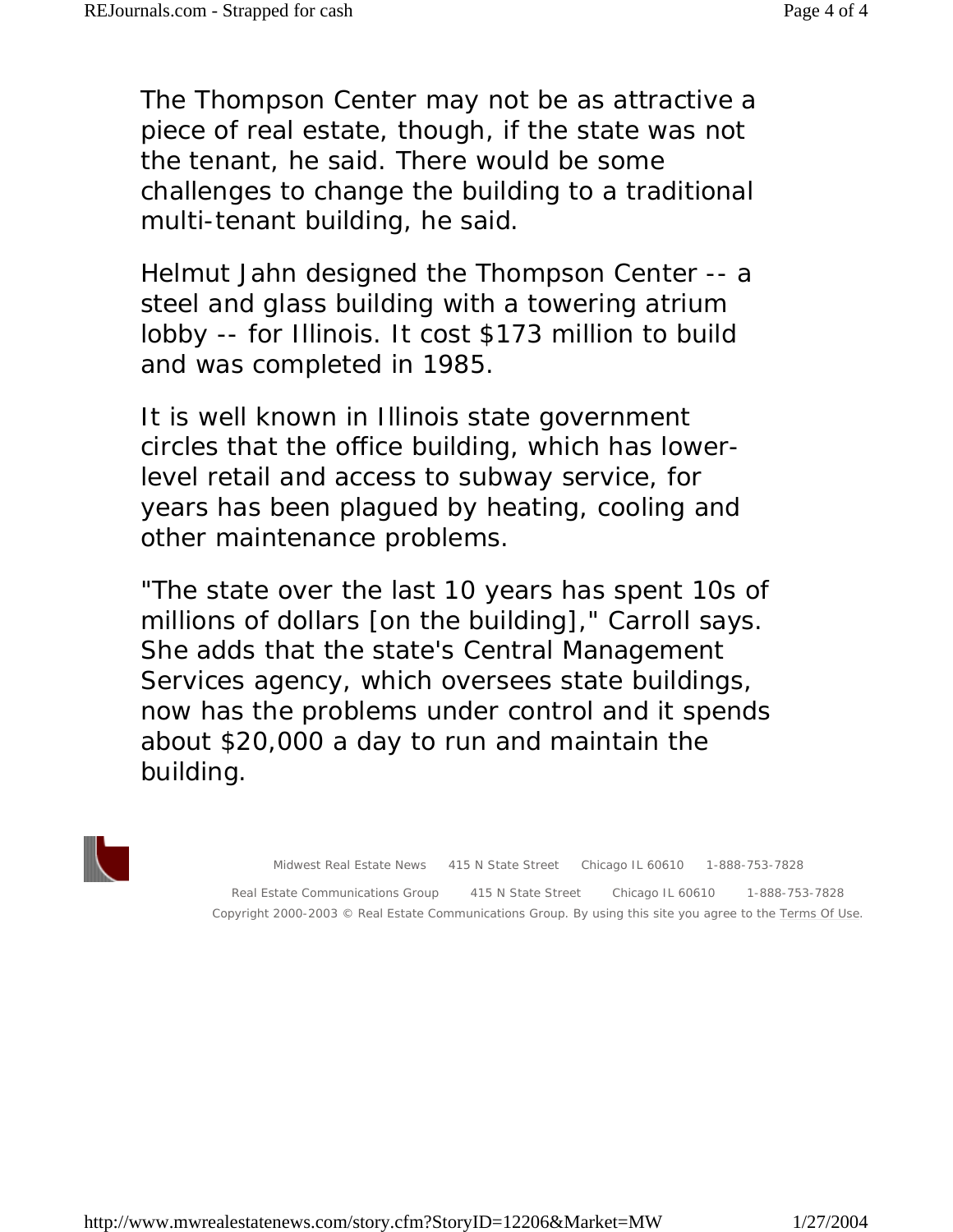The Thompson Center may not be as attractive a piece of real estate, though, if the state was not the tenant, he said. There would be some challenges to change the building to a traditional multi-tenant building, he said.

Helmut Jahn designed the Thompson Center -- a steel and glass building with a towering atrium lobby -- for Illinois. It cost $173 million to build and was completed in 1985.

It is well known in Illinois state government circles that the office building, which has lower-level retail and access to subway service, for years has been plagued by heating, cooling and other maintenance problems.

"The state over the last 10 years has spent 10s of millions of dollars [on the building]," Carroll says. She adds that the state's Central Management Services agency, which oversees state buildings, now has the problems under control and it spends about $20,000 a day to run and maintain the building.

Midwest Real Estate News 415 N State Street Chicago IL 60610 1-888-753-7828

Real Estate Communications Group 415 N State Street Chicago IL 60610 1-888-753-7828

Copyright 2000-2003 © Real Estate Communications Group. By using this site you agree to the Terms Of Use.